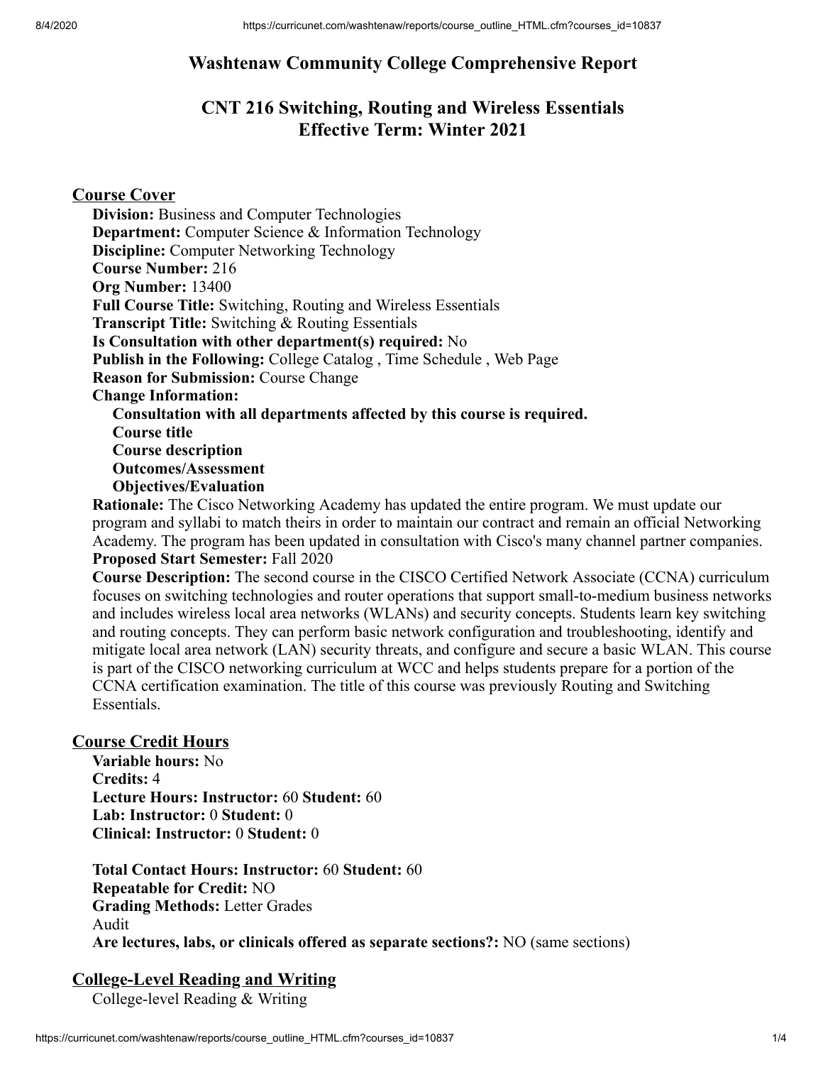# Washtenaw Community College Comprehensive Report

## CNT 216 Switching, Routing and Wireless Essentials
## Effective Term: Winter 2021

### Course Cover

**Division:** Business and Computer Technologies
**Department:** Computer Science & Information Technology
**Discipline:** Computer Networking Technology
**Course Number:** 216
**Org Number:** 13400
**Full Course Title:** Switching, Routing and Wireless Essentials
**Transcript Title:** Switching & Routing Essentials
**Is Consultation with other department(s) required:** No
**Publish in the Following:** College Catalog , Time Schedule , Web Page
**Reason for Submission:** Course Change
**Change Information:**

- **Consultation with all departments affected by this course is required.**
- **Course title**
- **Course description**
- **Outcomes/Assessment**
- **Objectives/Evaluation**

**Rationale:** The Cisco Networking Academy has updated the entire program. We must update our program and syllabi to match theirs in order to maintain our contract and remain an official Networking Academy. The program has been updated in consultation with Cisco's many channel partner companies.
**Proposed Start Semester:** Fall 2020
**Course Description:** The second course in the CISCO Certified Network Associate (CCNA) curriculum focuses on switching technologies and router operations that support small-to-medium business networks and includes wireless local area networks (WLANs) and security concepts. Students learn key switching and routing concepts. They can perform basic network configuration and troubleshooting, identify and mitigate local area network (LAN) security threats, and configure and secure a basic WLAN. This course is part of the CISCO networking curriculum at WCC and helps students prepare for a portion of the CCNA certification examination. The title of this course was previously Routing and Switching Essentials.

### Course Credit Hours

**Variable hours:** No
**Credits:** 4
**Lecture Hours: Instructor:** 60 **Student:** 60
**Lab: Instructor:** 0 **Student:** 0
**Clinical: Instructor:** 0 **Student:** 0

**Total Contact Hours: Instructor:** 60 **Student:** 60
**Repeatable for Credit:** NO
**Grading Methods:** Letter Grades
Audit
**Are lectures, labs, or clinicals offered as separate sections?:** NO (same sections)

### College-Level Reading and Writing

College-level Reading & Writing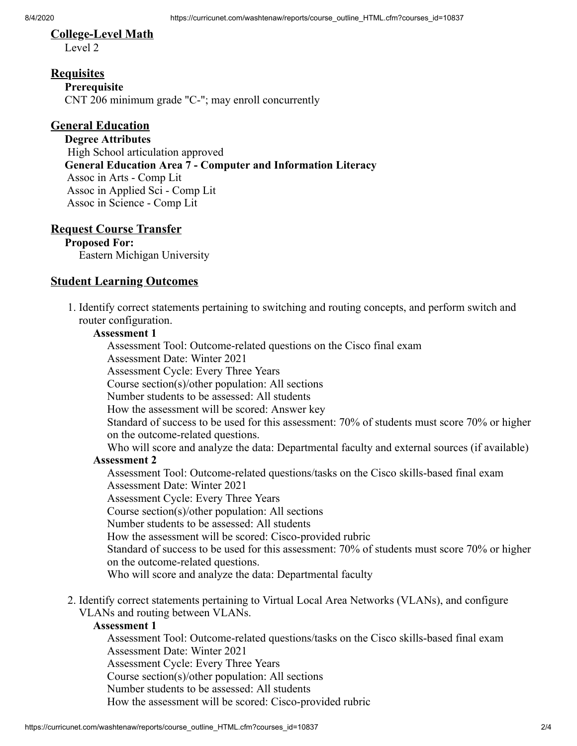## College-Level Math

Level 2

## Requisites

**Prerequisite**

CNT 206 minimum grade "C-"; may enroll concurrently

## General Education

**Degree Attributes**

High School articulation approved

**General Education Area 7 - Computer and Information Literacy**

Assoc in Arts - Comp Lit
Assoc in Applied Sci - Comp Lit
Assoc in Science - Comp Lit

## Request Course Transfer

**Proposed For:**

Eastern Michigan University

## Student Learning Outcomes

1. Identify correct statements pertaining to switching and routing concepts, and perform switch and router configuration.

   **Assessment 1**

   Assessment Tool: Outcome-related questions on the Cisco final exam
   Assessment Date: Winter 2021
   Assessment Cycle: Every Three Years
   Course section(s)/other population: All sections
   Number students to be assessed: All students
   How the assessment will be scored: Answer key
   Standard of success to be used for this assessment: 70% of students must score 70% or higher on the outcome-related questions.
   Who will score and analyze the data: Departmental faculty and external sources (if available)

   **Assessment 2**

   Assessment Tool: Outcome-related questions/tasks on the Cisco skills-based final exam
   Assessment Date: Winter 2021
   Assessment Cycle: Every Three Years
   Course section(s)/other population: All sections
   Number students to be assessed: All students
   How the assessment will be scored: Cisco-provided rubric
   Standard of success to be used for this assessment: 70% of students must score 70% or higher on the outcome-related questions.
   Who will score and analyze the data: Departmental faculty

2. Identify correct statements pertaining to Virtual Local Area Networks (VLANs), and configure VLANs and routing between VLANs.

   **Assessment 1**

   Assessment Tool: Outcome-related questions/tasks on the Cisco skills-based final exam
   Assessment Date: Winter 2021
   Assessment Cycle: Every Three Years
   Course section(s)/other population: All sections
   Number students to be assessed: All students
   How the assessment will be scored: Cisco-provided rubric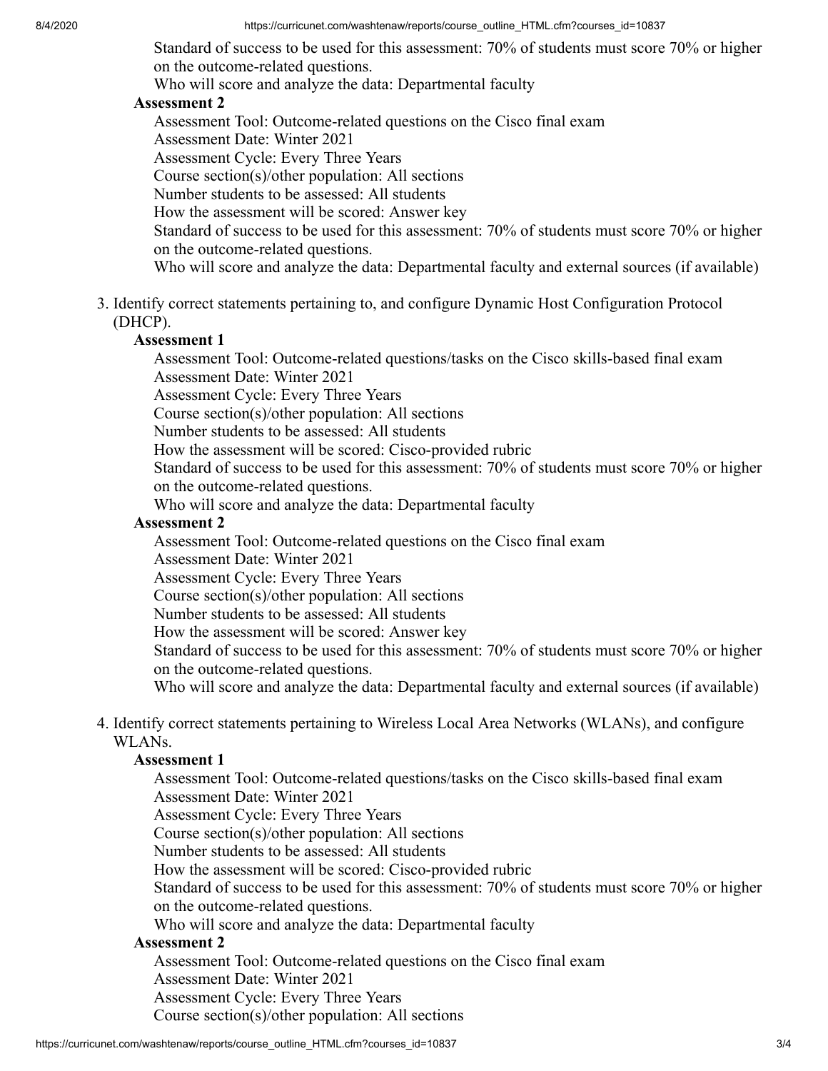Standard of success to be used for this assessment: 70% of students must score 70% or higher on the outcome-related questions.
Who will score and analyze the data: Departmental faculty

**Assessment 2**

Assessment Tool: Outcome-related questions on the Cisco final exam
Assessment Date: Winter 2021
Assessment Cycle: Every Three Years
Course section(s)/other population: All sections
Number students to be assessed: All students
How the assessment will be scored: Answer key
Standard of success to be used for this assessment: 70% of students must score 70% or higher on the outcome-related questions.
Who will score and analyze the data: Departmental faculty and external sources (if available)

3. Identify correct statements pertaining to, and configure Dynamic Host Configuration Protocol (DHCP).

**Assessment 1**

Assessment Tool: Outcome-related questions/tasks on the Cisco skills-based final exam
Assessment Date: Winter 2021
Assessment Cycle: Every Three Years
Course section(s)/other population: All sections
Number students to be assessed: All students
How the assessment will be scored: Cisco-provided rubric
Standard of success to be used for this assessment: 70% of students must score 70% or higher on the outcome-related questions.
Who will score and analyze the data: Departmental faculty

**Assessment 2**

Assessment Tool: Outcome-related questions on the Cisco final exam
Assessment Date: Winter 2021
Assessment Cycle: Every Three Years
Course section(s)/other population: All sections
Number students to be assessed: All students
How the assessment will be scored: Answer key
Standard of success to be used for this assessment: 70% of students must score 70% or higher on the outcome-related questions.
Who will score and analyze the data: Departmental faculty and external sources (if available)

4. Identify correct statements pertaining to Wireless Local Area Networks (WLANs), and configure WLANs.

**Assessment 1**

Assessment Tool: Outcome-related questions/tasks on the Cisco skills-based final exam
Assessment Date: Winter 2021
Assessment Cycle: Every Three Years
Course section(s)/other population: All sections
Number students to be assessed: All students
How the assessment will be scored: Cisco-provided rubric
Standard of success to be used for this assessment: 70% of students must score 70% or higher on the outcome-related questions.
Who will score and analyze the data: Departmental faculty

**Assessment 2**

Assessment Tool: Outcome-related questions on the Cisco final exam
Assessment Date: Winter 2021
Assessment Cycle: Every Three Years
Course section(s)/other population: All sections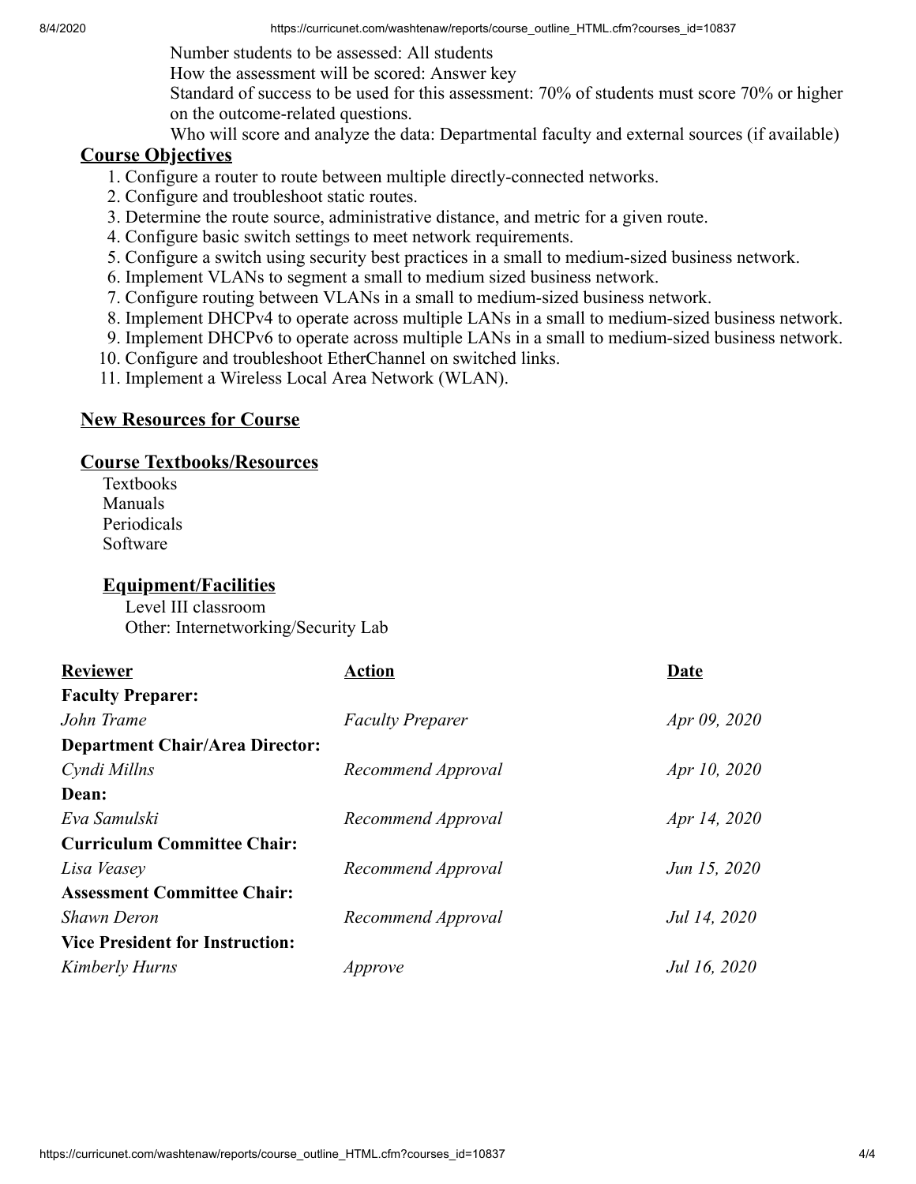Number students to be assessed: All students
How the assessment will be scored: Answer key
Standard of success to be used for this assessment: 70% of students must score 70% or higher on the outcome-related questions.
Who will score and analyze the data: Departmental faculty and external sources (if available)

## Course Objectives

1. Configure a router to route between multiple directly-connected networks.
2. Configure and troubleshoot static routes.
3. Determine the route source, administrative distance, and metric for a given route.
4. Configure basic switch settings to meet network requirements.
5. Configure a switch using security best practices in a small to medium-sized business network.
6. Implement VLANs to segment a small to medium sized business network.
7. Configure routing between VLANs in a small to medium-sized business network.
8. Implement DHCPv4 to operate across multiple LANs in a small to medium-sized business network.
9. Implement DHCPv6 to operate across multiple LANs in a small to medium-sized business network.
10. Configure and troubleshoot EtherChannel on switched links.
11. Implement a Wireless Local Area Network (WLAN).

## New Resources for Course

## Course Textbooks/Resources

Textbooks
Manuals
Periodicals
Software

### Equipment/Facilities

Level III classroom
Other: Internetworking/Security Lab

| Reviewer | Action | Date |
|---|---|---|
| **Faculty Preparer:** | | |
| *John Trame* | *Faculty Preparer* | *Apr 09, 2020* |
| **Department Chair/Area Director:** | | |
| *Cyndi Millns* | *Recommend Approval* | *Apr 10, 2020* |
| **Dean:** | | |
| *Eva Samulski* | *Recommend Approval* | *Apr 14, 2020* |
| **Curriculum Committee Chair:** | | |
| *Lisa Veasey* | *Recommend Approval* | *Jun 15, 2020* |
| **Assessment Committee Chair:** | | |
| *Shawn Deron* | *Recommend Approval* | *Jul 14, 2020* |
| **Vice President for Instruction:** | | |
| *Kimberly Hurns* | *Approve* | *Jul 16, 2020* |